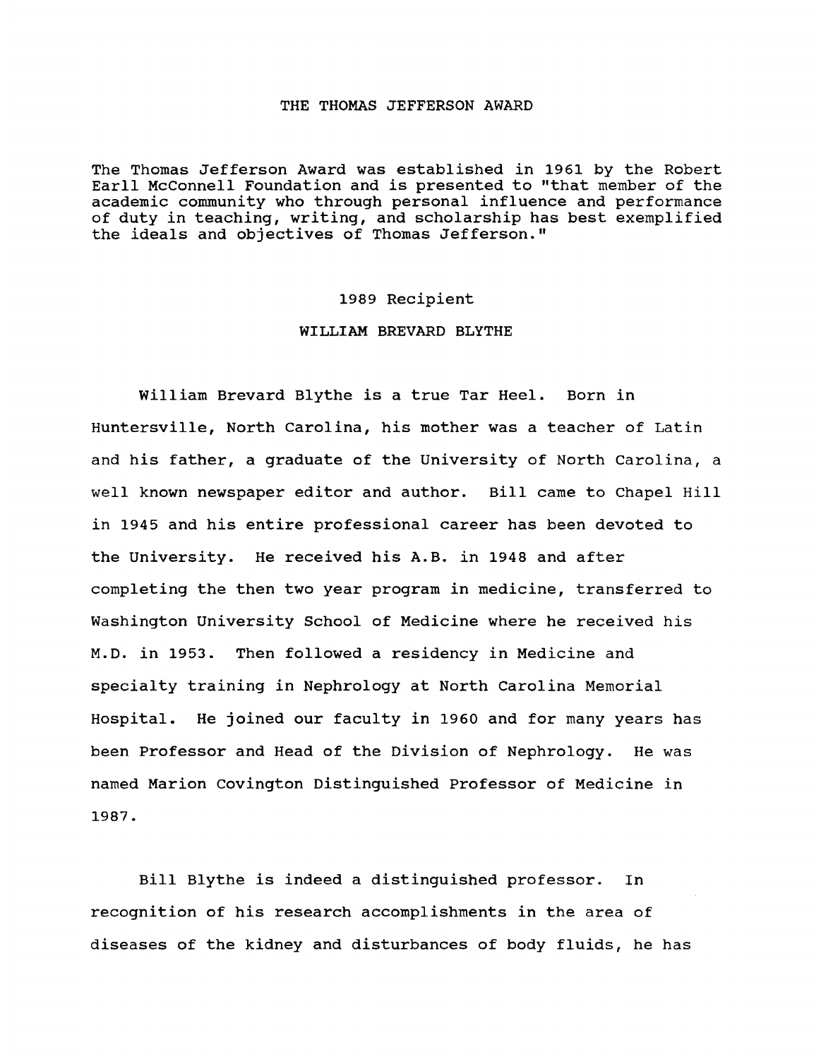# THE THOMAS JEFFERSON AWARD

The Thomas Jefferson Award was established in 1961 by the Robert Earll McConnell Foundation and is presented to "that member of the academic community who through personal influence and performance of duty in teaching, writing, and scholarship has best exemplified the ideals and objectives of Thomas Jefferson."

## 1989 Recipient

## WILLIAM BREVARD BLYTHE

William Brevard Blythe is a true Tar Heel. Born in Huntersville, North Carolina, his mother was a teacher of Latin and his father, a graduate of the University of North Carolina, a well known newspaper editor and author. Bill came to Chapel Hill in 1945 and his entire professional career has been devoted to the University. He received his A.B. in 1948 and after completing the then two year program in medicine, transferred to Washington University School of Medicine where he received his M.D. in 1953. Then followed a residency in Medicine and specialty training in Nephrology at North Carolina Memorial Hospital. He joined our faculty in 1960 and for many years has been Professor and Head of the Division of Nephrology. He was named Marion Covington Distinguished Professor of Medicine in 1987.

Bill Blythe is indeed a distinguished professor. In recognition of his research accomplishments in the area of diseases of the kidney and disturbances of body fluids, he has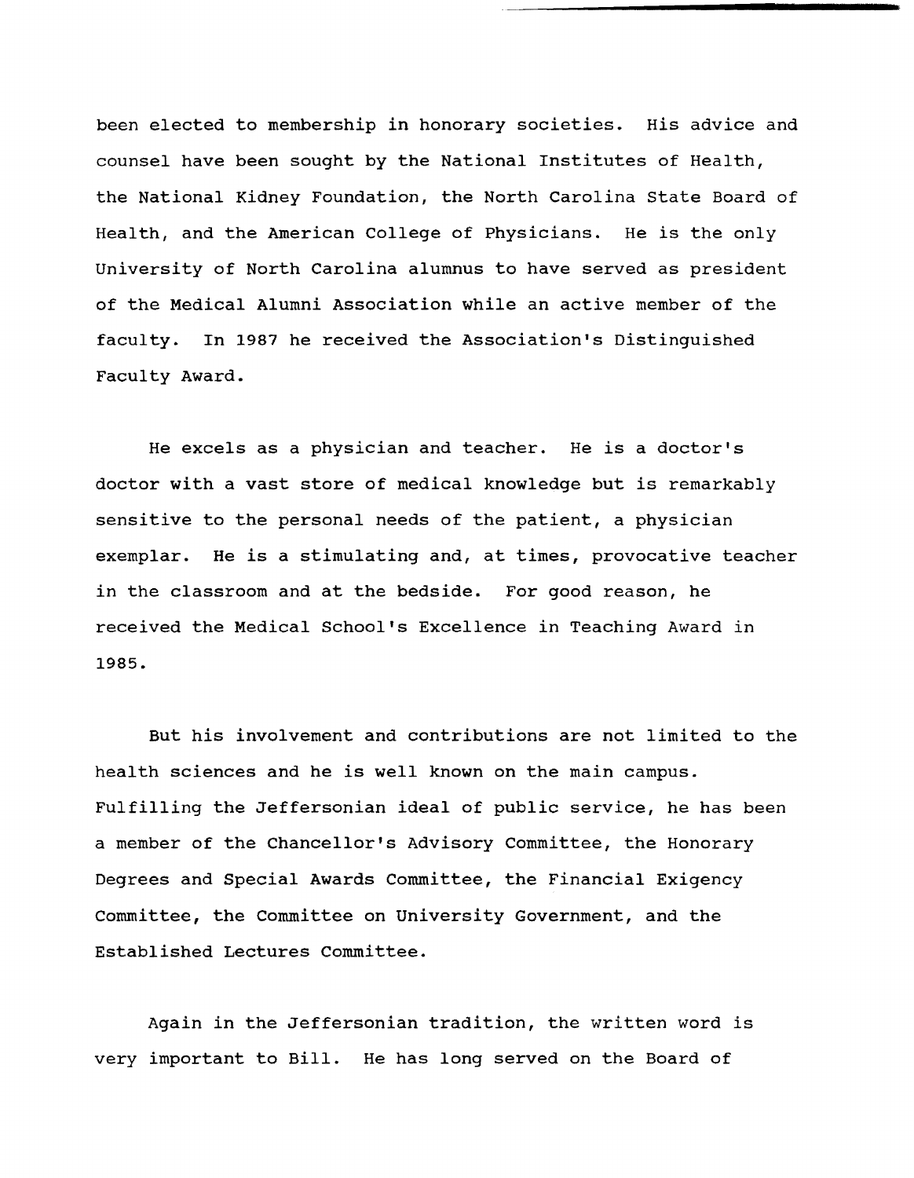been elected to membership in honorary societies. His advice and counsel have been sought by the National Institutes of Health, the National Kidney Foundation, the North Carolina State Board of Health, and the American College of Physicians. He is the only University of North Carolina alumnus to have served as president of the Medical Alumni Association while an active member of the faculty. In 1987 he received the Association's Distinguished Faculty Award.

He excels as a physician and teacher. He is a doctor's doctor with a vast store of medical knowledge but is remarkably sensitive to the personal needs of the patient, a physician exemplar. He is a stimulating and, at times, provocative teacher in the classroom and at the bedside. For good reason, he received the Medical School's Excellence in Teaching Award in 1985.

But his involvement and contributions are not limited to the health sciences and he is well known on the main campus. Fulfilling the Jeffersonian ideal of public service, he has been a member of the Chancellor's Advisory Committee, the Honorary Degrees and Special Awards Committee, the Financial Exigency Committee, the Committee on University Government, and the Established Lectures Committee.

Again in the Jeffersonian tradition, the written word is very important to Bill. He has long served on the Board of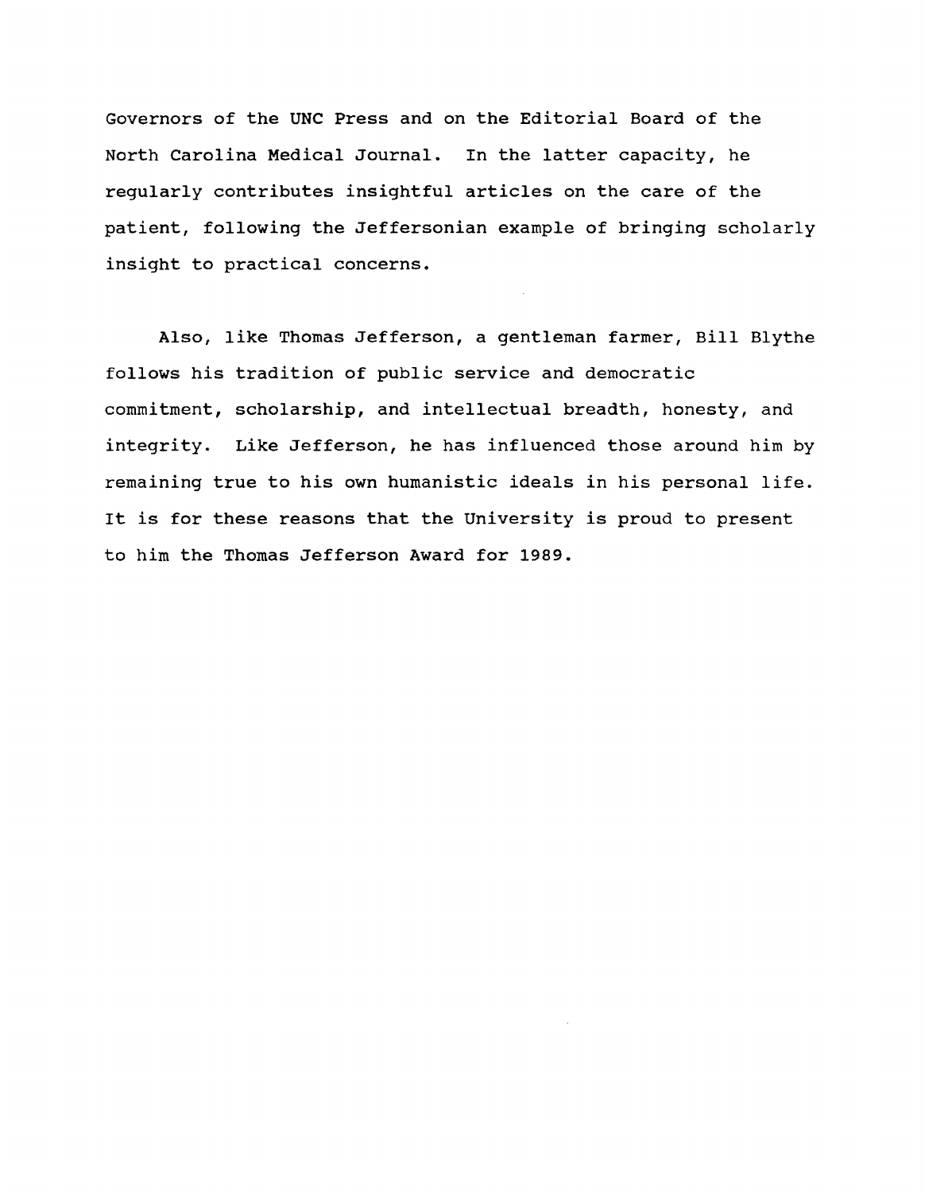Governors of the UNC Press and on the Editorial Board of the North Carolina Medical Journal. In the latter capacity, he regularly contributes insightful articles on the care of the patient, following the Jeffersonian example of bringing scholarly insight to practical concerns.

Also, like Thomas Jefferson, a gentleman farmer, Bill Blythe follows his tradition of public service and democratic commitment, scholarship, and intellectual breadth, honesty, and integrity. Like Jefferson, he has influenced those around him by remaining true to his own humanistic ideals in his personal life. It is for these reasons that the University is proud to present to him the Thomas Jefferson Award for 1989.